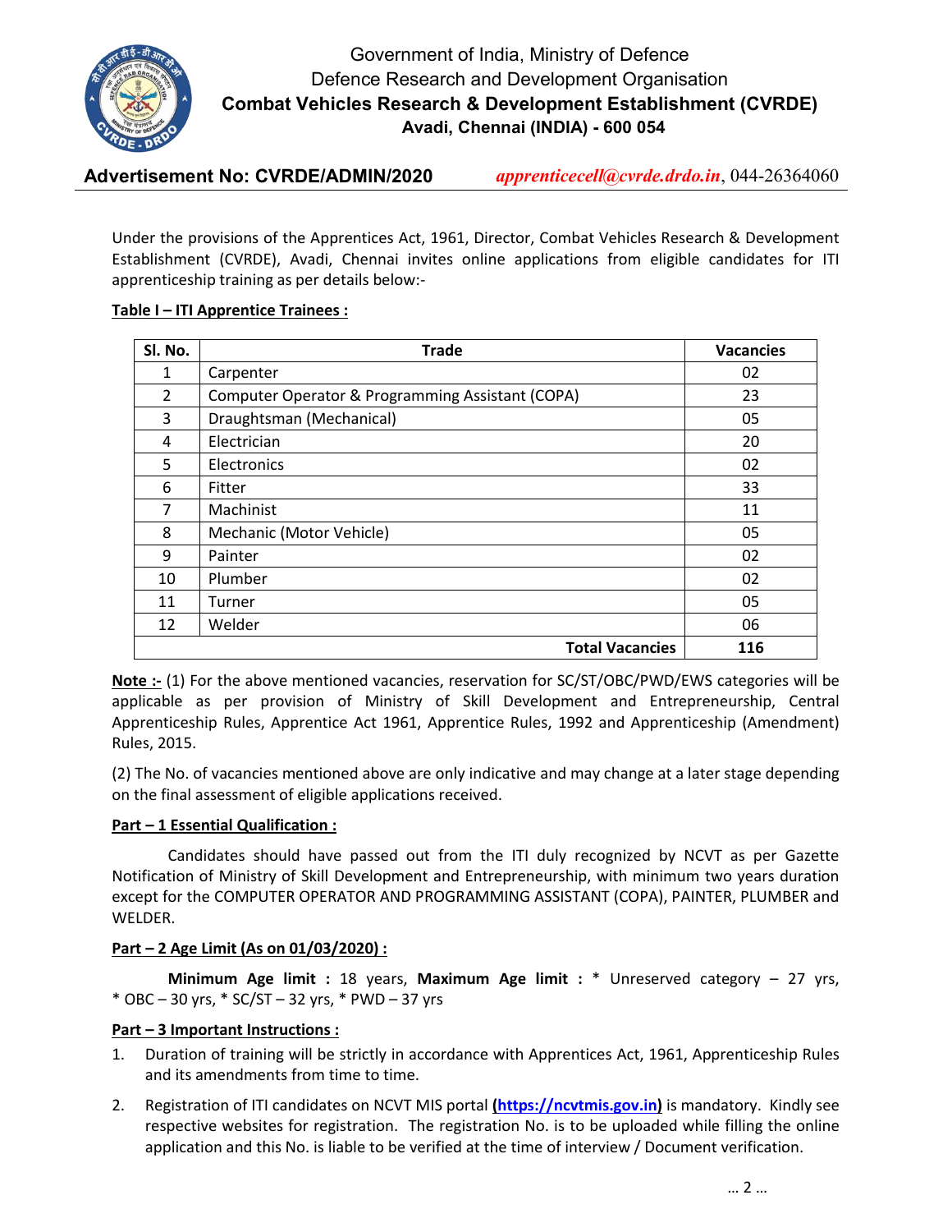Government of India, Ministry of Defence
Defence Research and Development Organisation
**Combat Vehicles Research & Development Establishment (CVRDE)**
**Avadi, Chennai (INDIA) - 600 054**

**Advertisement No: CVRDE/ADMIN/2020** *apprenticecell@cvrde.drdo.in*, 044-26364060

Under the provisions of the Apprentices Act, 1961, Director, Combat Vehicles Research & Development Establishment (CVRDE), Avadi, Chennai invites online applications from eligible candidates for ITI apprenticeship training as per details below:-

**Table I – ITI Apprentice Trainees :**

| Sl. No. | Trade | Vacancies |
|---|---|---|
| 1 | Carpenter | 02 |
| 2 | Computer Operator & Programming Assistant (COPA) | 23 |
| 3 | Draughtsman (Mechanical) | 05 |
| 4 | Electrician | 20 |
| 5 | Electronics | 02 |
| 6 | Fitter | 33 |
| 7 | Machinist | 11 |
| 8 | Mechanic (Motor Vehicle) | 05 |
| 9 | Painter | 02 |
| 10 | Plumber | 02 |
| 11 | Turner | 05 |
| 12 | Welder | 06 |
| | **Total Vacancies** | **116** |

**Note :-** (1) For the above mentioned vacancies, reservation for SC/ST/OBC/PWD/EWS categories will be applicable as per provision of Ministry of Skill Development and Entrepreneurship, Central Apprenticeship Rules, Apprentice Act 1961, Apprentice Rules, 1992 and Apprenticeship (Amendment) Rules, 2015.

(2) The No. of vacancies mentioned above are only indicative and may change at a later stage depending on the final assessment of eligible applications received.

**Part – 1 Essential Qualification :**

Candidates should have passed out from the ITI duly recognized by NCVT as per Gazette Notification of Ministry of Skill Development and Entrepreneurship, with minimum two years duration except for the COMPUTER OPERATOR AND PROGRAMMING ASSISTANT (COPA), PAINTER, PLUMBER and WELDER.

**Part – 2 Age Limit (As on 01/03/2020) :**

**Minimum Age limit :** 18 years, **Maximum Age limit :** * Unreserved category – 27 yrs, * OBC – 30 yrs, * SC/ST – 32 yrs, * PWD – 37 yrs

**Part – 3 Important Instructions :**

1. Duration of training will be strictly in accordance with Apprentices Act, 1961, Apprenticeship Rules and its amendments from time to time.
2. Registration of ITI candidates on NCVT MIS portal **(https://ncvtmis.gov.in)** is mandatory. Kindly see respective websites for registration. The registration No. is to be uploaded while filling the online application and this No. is liable to be verified at the time of interview / Document verification.

… 2 …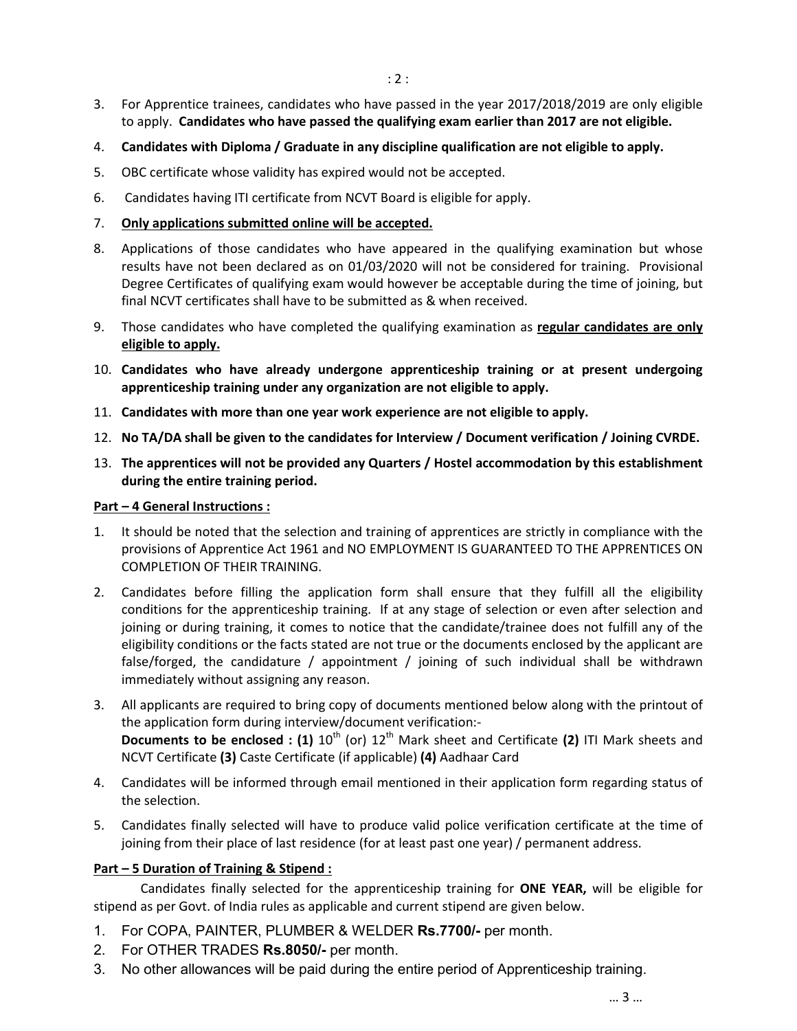3. For Apprentice trainees, candidates who have passed in the year 2017/2018/2019 are only eligible to apply. **Candidates who have passed the qualifying exam earlier than 2017 are not eligible.**
4. **Candidates with Diploma / Graduate in any discipline qualification are not eligible to apply.**
5. OBC certificate whose validity has expired would not be accepted.
6. Candidates having ITI certificate from NCVT Board is eligible for apply.
7. **<u>Only applications submitted online will be accepted.</u>**
8. Applications of those candidates who have appeared in the qualifying examination but whose results have not been declared as on 01/03/2020 will not be considered for training. Provisional Degree Certificates of qualifying exam would however be acceptable during the time of joining, but final NCVT certificates shall have to be submitted as & when received.
9. Those candidates who have completed the qualifying examination as **<u>regular candidates are only eligible to apply.</u>**
10. **Candidates who have already undergone apprenticeship training or at present undergoing apprenticeship training under any organization are not eligible to apply.**
11. **Candidates with more than one year work experience are not eligible to apply.**
12. **No TA/DA shall be given to the candidates for Interview / Document verification / Joining CVRDE.**
13. **The apprentices will not be provided any Quarters / Hostel accommodation by this establishment during the entire training period.**

**<u>Part – 4 General Instructions :</u>**

1. It should be noted that the selection and training of apprentices are strictly in compliance with the provisions of Apprentice Act 1961 and NO EMPLOYMENT IS GUARANTEED TO THE APPRENTICES ON COMPLETION OF THEIR TRAINING.
2. Candidates before filling the application form shall ensure that they fulfill all the eligibility conditions for the apprenticeship training. If at any stage of selection or even after selection and joining or during training, it comes to notice that the candidate/trainee does not fulfill any of the eligibility conditions or the facts stated are not true or the documents enclosed by the applicant are false/forged, the candidature / appointment / joining of such individual shall be withdrawn immediately without assigning any reason.
3. All applicants are required to bring copy of documents mentioned below along with the printout of the application form during interview/document verification:-
   **Documents to be enclosed : (1)** 10th (or) 12th Mark sheet and Certificate **(2)** ITI Mark sheets and NCVT Certificate **(3)** Caste Certificate (if applicable) **(4)** Aadhaar Card
4. Candidates will be informed through email mentioned in their application form regarding status of the selection.
5. Candidates finally selected will have to produce valid police verification certificate at the time of joining from their place of last residence (for at least past one year) / permanent address.

**<u>Part – 5 Duration of Training & Stipend :</u>**

Candidates finally selected for the apprenticeship training for **ONE YEAR,** will be eligible for stipend as per Govt. of India rules as applicable and current stipend are given below.

1. For COPA, PAINTER, PLUMBER & WELDER **Rs.7700/-** per month.
2. For OTHER TRADES **Rs.8050/-** per month.
3. No other allowances will be paid during the entire period of Apprenticeship training.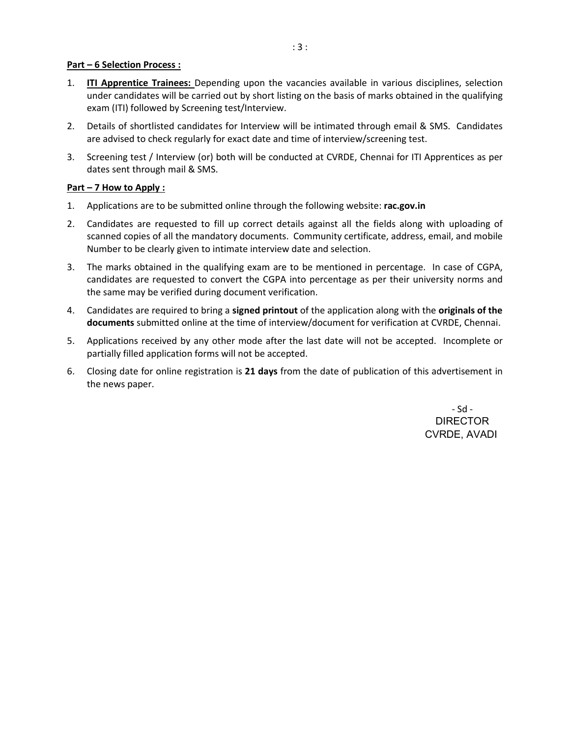**Part – 6 Selection Process :**

1. **ITI Apprentice Trainees:** Depending upon the vacancies available in various disciplines, selection under candidates will be carried out by short listing on the basis of marks obtained in the qualifying exam (ITI) followed by Screening test/Interview.
2. Details of shortlisted candidates for Interview will be intimated through email & SMS. Candidates are advised to check regularly for exact date and time of interview/screening test.
3. Screening test / Interview (or) both will be conducted at CVRDE, Chennai for ITI Apprentices as per dates sent through mail & SMS.

**Part – 7 How to Apply :**

1. Applications are to be submitted online through the following website: **rac.gov.in**
2. Candidates are requested to fill up correct details against all the fields along with uploading of scanned copies of all the mandatory documents. Community certificate, address, email, and mobile Number to be clearly given to intimate interview date and selection.
3. The marks obtained in the qualifying exam are to be mentioned in percentage. In case of CGPA, candidates are requested to convert the CGPA into percentage as per their university norms and the same may be verified during document verification.
4. Candidates are required to bring a **signed printout** of the application along with the **originals of the documents** submitted online at the time of interview/document for verification at CVRDE, Chennai.
5. Applications received by any other mode after the last date will not be accepted. Incomplete or partially filled application forms will not be accepted.
6. Closing date for online registration is **21 days** from the date of publication of this advertisement in the news paper.

- Sd -
DIRECTOR
CVRDE, AVADI